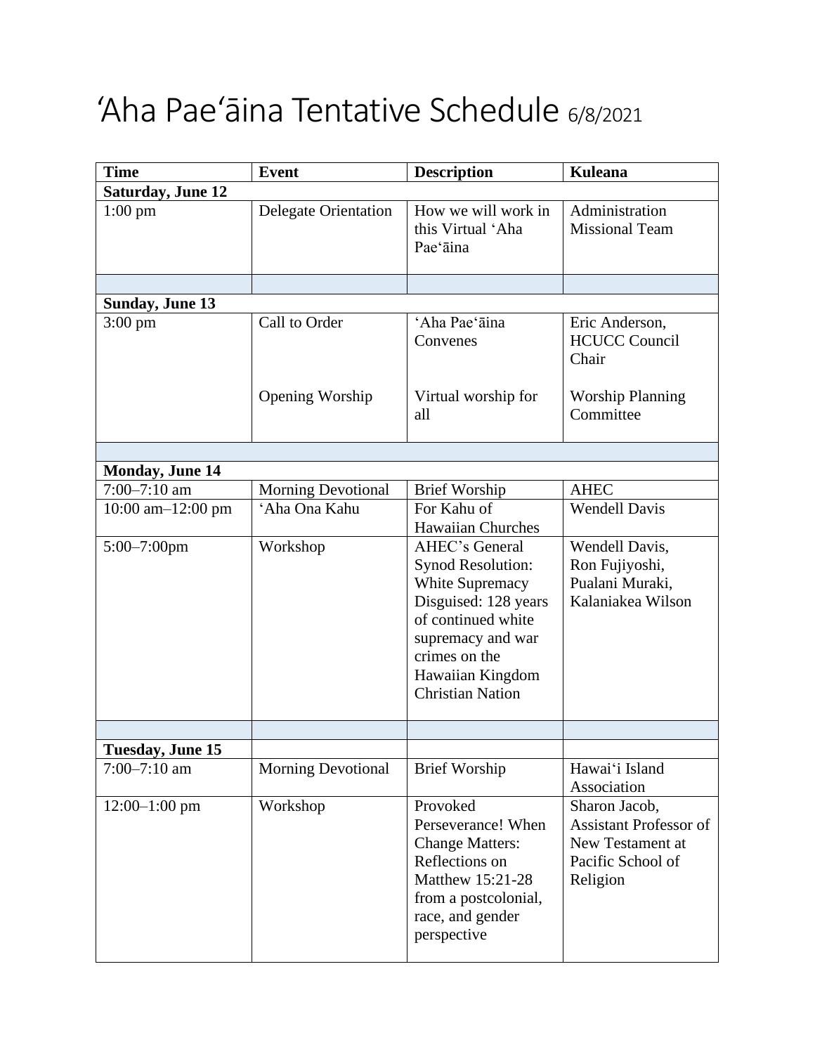# ʻAha Paeʻāina Tentative Schedule 6/8/2021

| Time | Event | Description | Kuleana |
|---|---|---|---|
| **Saturday, June 12** | | | |
| 1:00 pm | Delegate Orientation | How we will work in this Virtual ʻAha Paeʻāina | Administration Missional Team |
| | | | |
| **Sunday, June 13** | | | |
| 3:00 pm | Call to Order<br><br>Opening Worship | ʻAha Paeʻāina Convenes<br><br>Virtual worship for all | Eric Anderson, HCUCC Council Chair<br><br>Worship Planning Committee |
| | | | |
| **Monday, June 14** | | | |
| 7:00–7:10 am | Morning Devotional | Brief Worship | AHEC |
| 10:00 am–12:00 pm | ʻAha Ona Kahu | For Kahu of Hawaiian Churches | Wendell Davis |
| 5:00–7:00pm | Workshop | AHEC's General Synod Resolution: White Supremacy Disguised: 128 years of continued white supremacy and war crimes on the Hawaiian Kingdom Christian Nation | Wendell Davis, Ron Fujiyoshi, Pualani Muraki, Kalaniakea Wilson |
| | | | |
| **Tuesday, June 15** | | | |
| 7:00–7:10 am | Morning Devotional | Brief Worship | Hawaiʻi Island Association |
| 12:00–1:00 pm | Workshop | Provoked Perseverance! When Change Matters: Reflections on Matthew 15:21-28 from a postcolonial, race, and gender perspective | Sharon Jacob, Assistant Professor of New Testament at Pacific School of Religion |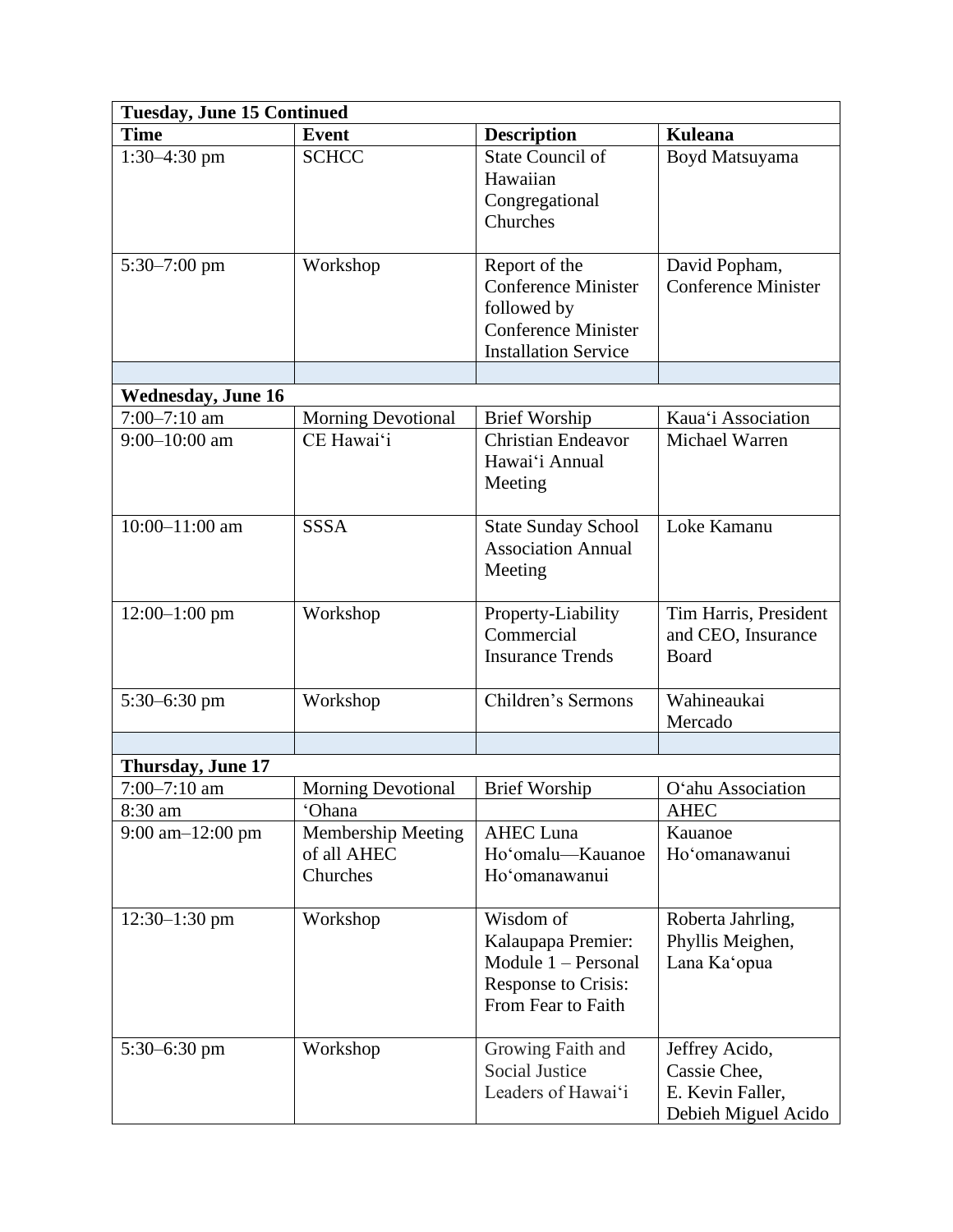| Tuesday, June 15 Continued | | | |
|---|---|---|---|
| **Time** | **Event** | **Description** | **Kuleana** |
| 1:30–4:30 pm | SCHCC | State Council of Hawaiian Congregational Churches | Boyd Matsuyama |
| 5:30–7:00 pm | Workshop | Report of the Conference Minister followed by Conference Minister Installation Service | David Popham, Conference Minister |
| | | | |
| **Wednesday, June 16** | | | |
| 7:00–7:10 am | Morning Devotional | Brief Worship | Kaua‘i Association |
| 9:00–10:00 am | CE Hawai‘i | Christian Endeavor Hawai‘i Annual Meeting | Michael Warren |
| 10:00–11:00 am | SSSA | State Sunday School Association Annual Meeting | Loke Kamanu |
| 12:00–1:00 pm | Workshop | Property-Liability Commercial Insurance Trends | Tim Harris, President and CEO, Insurance Board |
| 5:30–6:30 pm | Workshop | Children’s Sermons | Wahineaukai Mercado |
| | | | |
| **Thursday, June 17** | | | |
| 7:00–7:10 am | Morning Devotional | Brief Worship | O‘ahu Association |
| 8:30 am | ‘Ohana | | AHEC |
| 9:00 am–12:00 pm | Membership Meeting of all AHEC Churches | AHEC Luna Ho‘omalu—Kauanoe Ho‘omanawanui | Kauanoe Ho‘omanawanui |
| 12:30–1:30 pm | Workshop | Wisdom of Kalaupapa Premier: Module 1 – Personal Response to Crisis: From Fear to Faith | Roberta Jahrling, Phyllis Meighen, Lana Ka‘opua |
| 5:30–6:30 pm | Workshop | Growing Faith and Social Justice Leaders of Hawai‘i | Jeffrey Acido, Cassie Chee, E. Kevin Faller, Debieh Miguel Acido |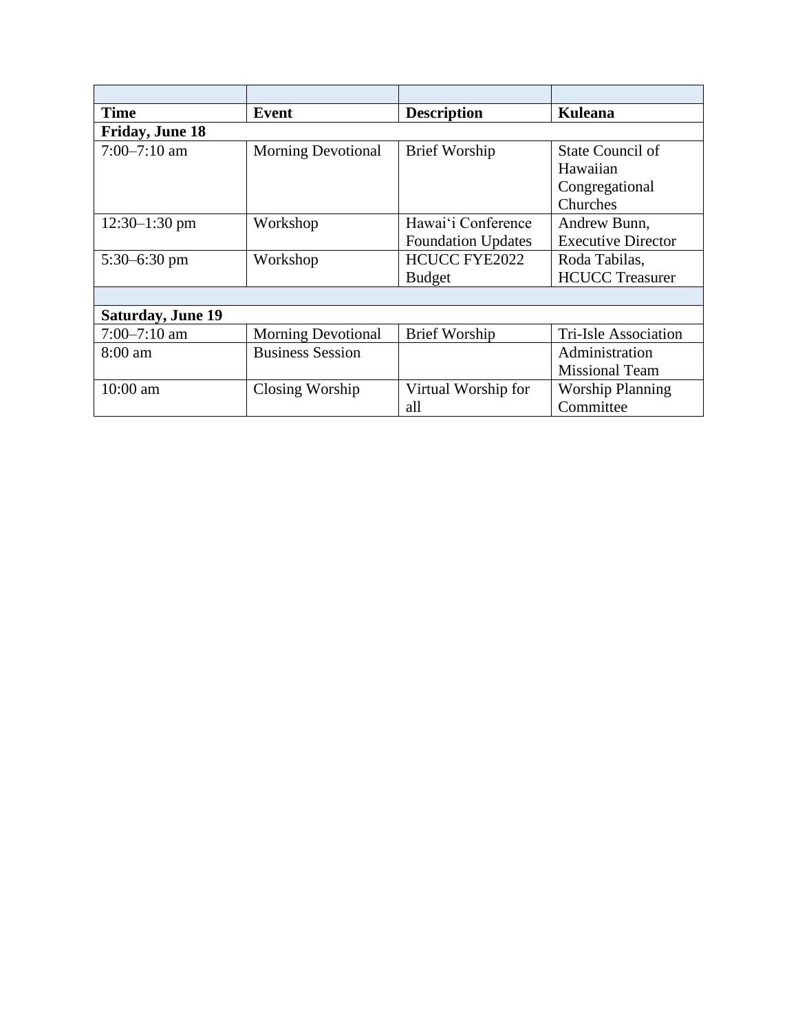| | | | |
|---|---|---|---|
| **Time** | **Event** | **Description** | **Kuleana** |
| **Friday, June 18** | | | |
| 7:00–7:10 am | Morning Devotional | Brief Worship | State Council of Hawaiian Congregational Churches |
| 12:30–1:30 pm | Workshop | Hawaiʻi Conference Foundation Updates | Andrew Bunn, Executive Director |
| 5:30–6:30 pm | Workshop | HCUCC FYE2022 Budget | Roda Tabilas, HCUCC Treasurer |
| | | | |
| **Saturday, June 19** | | | |
| 7:00–7:10 am | Morning Devotional | Brief Worship | Tri-Isle Association |
| 8:00 am | Business Session | | Administration Missional Team |
| 10:00 am | Closing Worship | Virtual Worship for all | Worship Planning Committee |